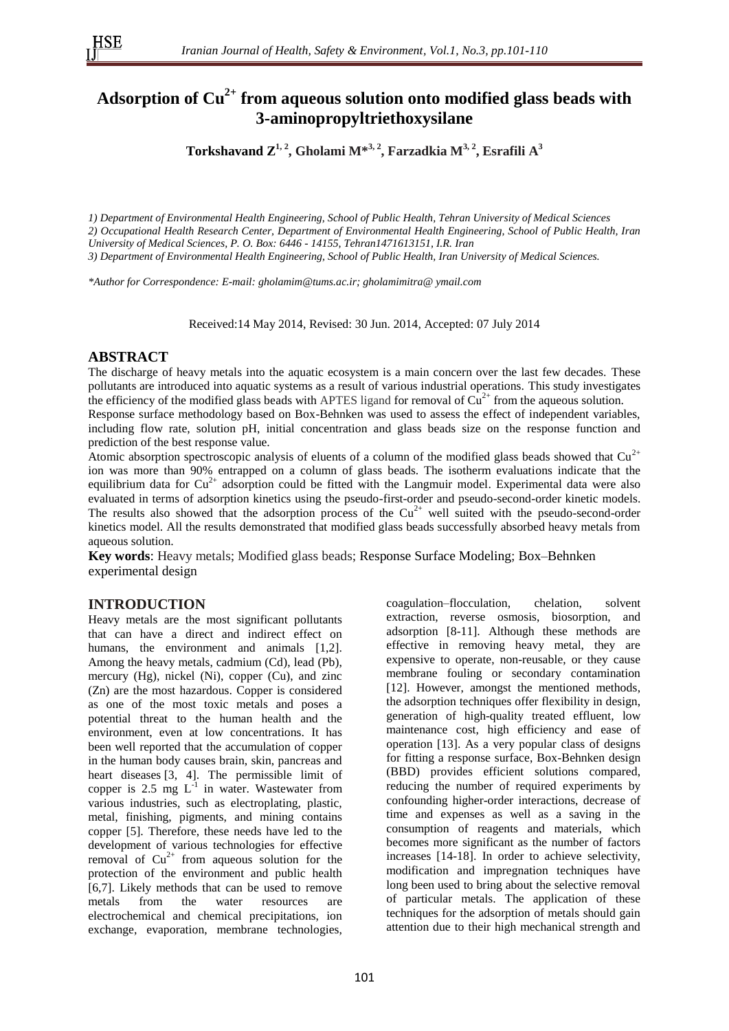# Adsorption of $Cu^{2+}$ from aqueous solution onto modified glass beads with 3-aminopropyltriethoxysilane

**Torkshavand Z[1, 2], Gholami M*[3, 2], Farzadkia M[3, 2], Esrafili A[3]**

*1) Department of Environmental Health Engineering, School of Public Health, Tehran University of Medical Sciences*
*2) Occupational Health Research Center, Department of Environmental Health Engineering, School of Public Health, Iran University of Medical Sciences, P. O. Box: 6446 - 14155, Tehran1471613151, I.R. Iran*
*3) Department of Environmental Health Engineering, School of Public Health, Iran University of Medical Sciences.*

*\*Author for Correspondence: E-mail: gholamim@tums.ac.ir; gholamimitra@ ymail.com*

Received:14 May 2014, Revised: 30 Jun. 2014, Accepted: 07 July 2014

## ABSTRACT

The discharge of heavy metals into the aquatic ecosystem is a main concern over the last few decades. These pollutants are introduced into aquatic systems as a result of various industrial operations. This study investigates the efficiency of the modified glass beads with APTES ligand for removal of $Cu^{2+}$ from the aqueous solution.

Response surface methodology based on Box-Behnken was used to assess the effect of independent variables, including flow rate, solution pH, initial concentration and glass beads size on the response function and prediction of the best response value.

Atomic absorption spectroscopic analysis of eluents of a column of the modified glass beads showed that $Cu^{2+}$ ion was more than 90% entrapped on a column of glass beads. The isotherm evaluations indicate that the equilibrium data for $Cu^{2+}$ adsorption could be fitted with the Langmuir model. Experimental data were also evaluated in terms of adsorption kinetics using the pseudo-first-order and pseudo-second-order kinetic models. The results also showed that the adsorption process of the $Cu^{2+}$ well suited with the pseudo-second-order kinetics model. All the results demonstrated that modified glass beads successfully absorbed heavy metals from aqueous solution.

**Key words**: Heavy metals; Modified glass beads; Response Surface Modeling; Box–Behnken experimental design

## INTRODUCTION

Heavy metals are the most significant pollutants that can have a direct and indirect effect on humans, the environment and animals [1,2]. Among the heavy metals, cadmium (Cd), lead (Pb), mercury (Hg), nickel (Ni), copper (Cu), and zinc (Zn) are the most hazardous. Copper is considered as one of the most toxic metals and poses a potential threat to the human health and the environment, even at low concentrations. It has been well reported that the accumulation of copper in the human body causes brain, skin, pancreas and heart diseases [3, 4]. The permissible limit of copper is 2.5 mg $L^{-1}$ in water. Wastewater from various industries, such as electroplating, plastic, metal, finishing, pigments, and mining contains copper [5]. Therefore, these needs have led to the development of various technologies for effective removal of $Cu^{2+}$ from aqueous solution for the protection of the environment and public health [6,7]. Likely methods that can be used to remove metals from the water resources are electrochemical and chemical precipitations, ion exchange, evaporation, membrane technologies, coagulation–flocculation, chelation, solvent extraction, reverse osmosis, biosorption, and adsorption [8-11]. Although these methods are effective in removing heavy metal, they are expensive to operate, non-reusable, or they cause membrane fouling or secondary contamination [12]. However, amongst the mentioned methods, the adsorption techniques offer flexibility in design, generation of high-quality treated effluent, low maintenance cost, high efficiency and ease of operation [13]. As a very popular class of designs for fitting a response surface, Box-Behnken design (BBD) provides efficient solutions compared, reducing the number of required experiments by confounding higher-order interactions, decrease of time and expenses as well as a saving in the consumption of reagents and materials, which becomes more significant as the number of factors increases [14-18]. In order to achieve selectivity, modification and impregnation techniques have long been used to bring about the selective removal of particular metals. The application of these techniques for the adsorption of metals should gain attention due to their high mechanical strength and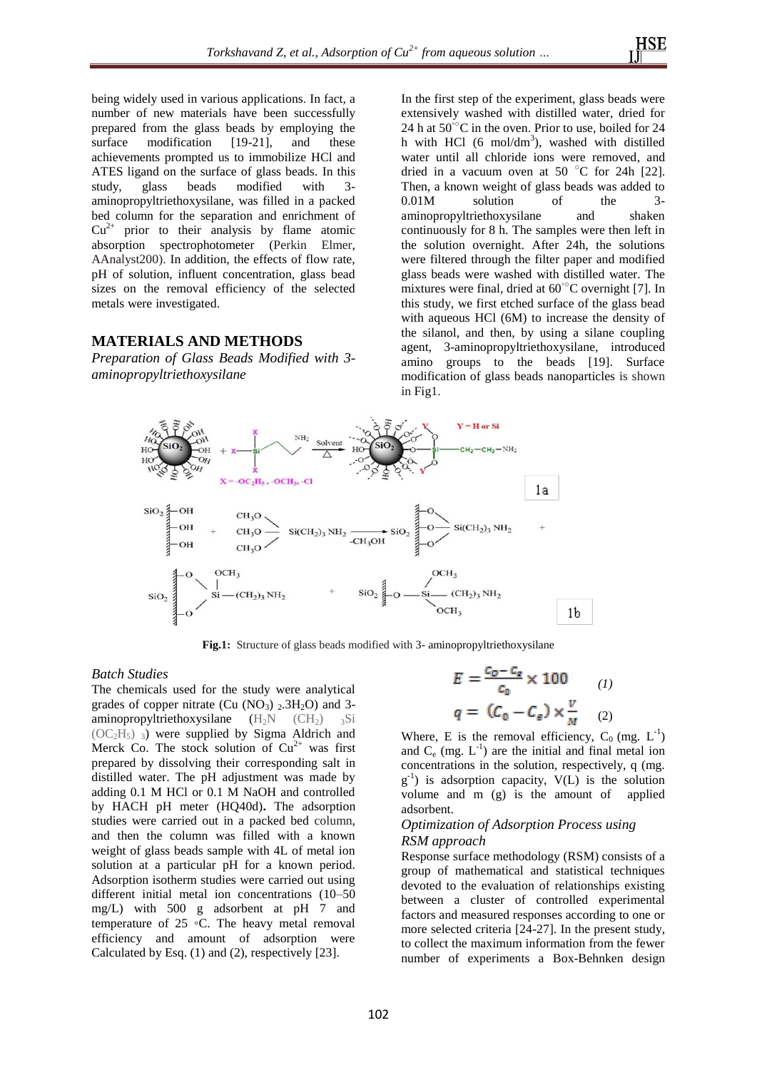being widely used in various applications. In fact, a number of new materials have been successfully prepared from the glass beads by employing the surface modification [19-21], and these achievements prompted us to immobilize HCl and ATES ligand on the surface of glass beads. In this study, glass beads modified with 3-aminopropyltriethoxysilane, was filled in a packed bed column for the separation and enrichment of $Cu^{2+}$ prior to their analysis by flame atomic absorption spectrophotometer (Perkin Elmer, AAnalyst200). In addition, the effects of flow rate, pH of solution, influent concentration, glass bead sizes on the removal efficiency of the selected metals were investigated.

## MATERIALS AND METHODS

*Preparation of Glass Beads Modified with 3-aminopropyltriethoxysilane*

In the first step of the experiment, glass beads were extensively washed with distilled water, dried for 24 h at 50°C in the oven. Prior to use, boiled for 24 h with HCl (6 mol/dm$^3$), washed with distilled water until all chloride ions were removed, and dried in a vacuum oven at 50 °C for 24h [22]. Then, a known weight of glass beads was added to 0.01M solution of the 3-aminopropyltriethoxysilane and shaken continuously for 8 h. The samples were then left in the solution overnight. After 24h, the solutions were filtered through the filter paper and modified glass beads were washed with distilled water. The mixtures were final, dried at 60°C overnight [7]. In this study, we first etched surface of the glass bead with aqueous HCl (6M) to increase the density of the silanol, and then, by using a silane coupling agent, 3-aminopropyltriethoxysilane, introduced amino groups to the beads [19]. Surface modification of glass beads nanoparticles is shown in Fig1.

**Fig.1:** Structure of glass beads modified with 3- aminopropyltriethoxysilane

*Batch Studies*

The chemicals used for the study were analytical grades of copper nitrate ($Cu(NO_3)_2.3H_2O$) and 3-aminopropyltriethoxysilane ($H_2N(CH_2)_3Si(OC_2H_5)_3$) were supplied by Sigma Aldrich and Merck Co. The stock solution of $Cu^{2+}$ was first prepared by dissolving their corresponding salt in distilled water. The pH adjustment was made by adding 0.1 M HCl or 0.1 M NaOH and controlled by HACH pH meter (HQ40d). The adsorption studies were carried out in a packed bed column, and then the column was filled with a known weight of glass beads sample with 4L of metal ion solution at a particular pH for a known period. Adsorption isotherm studies were carried out using different initial metal ion concentrations (10–50 mg/L) with 500 g adsorbent at pH 7 and temperature of 25 °C. The heavy metal removal efficiency and amount of adsorption were Calculated by Esq. (1) and (2), respectively [23].

$$E = \frac{C_0 - C_e}{C_0} \times 100 \quad (1)$$

$$q = (C_0 - C_e) \times \frac{V}{M} \quad (2)$$

Where, E is the removal efficiency, $C_0$ (mg. L$^{-1}$) and $C_e$ (mg. L$^{-1}$) are the initial and final metal ion concentrations in the solution, respectively, q (mg. g$^{-1}$) is adsorption capacity, V(L) is the solution volume and m (g) is the amount of applied adsorbent.

*Optimization of Adsorption Process using RSM approach*

Response surface methodology (RSM) consists of a group of mathematical and statistical techniques devoted to the evaluation of relationships existing between a cluster of controlled experimental factors and measured responses according to one or more selected criteria [24-27]. In the present study, to collect the maximum information from the fewer number of experiments a Box-Behnken design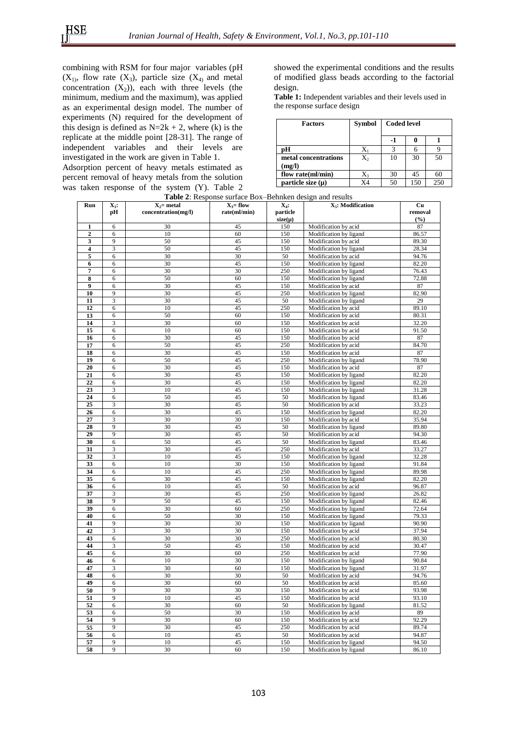combining with RSM for four major variables (pH ($X_1$), flow rate ($X_3$), particle size ($X_4$) and metal concentration ($X_2$)), each with three levels (the minimum, medium and the maximum), was applied as an experimental design model. The number of experiments (N) required for the development of this design is defined as $N=2k + 2$, where (k) is the replicate at the middle point [28-31]. The range of independent variables and their levels are investigated in the work are given in Table 1.

Adsorption percent of heavy metals estimated as percent removal of heavy metals from the solution was taken response of the system (Y). Table 2 showed the experimental conditions and the results of modified glass beads according to the factorial design.

**Table 1:** Independent variables and their levels used in the response surface design

| Factors | Symbol | Coded level | | |
|---|---|---|---|---|
| | | -1 | 0 | 1 |
| pH | $X_1$ | 3 | 6 | 9 |
| metal concentrations (mg/l) | $X_2$ | 10 | 30 | 50 |
| flow rate(ml/min) | $X_3$ | 30 | 45 | 60 |
| particle size (μ) | X4 | 50 | 150 | 250 |

**Table 2**: Response surface Box–Behnken design and results

| Run | $X_1$: pH | $X_2$= metal concentration(mg/l) | $X_3$= flow rate(ml/min) | $X_4$: particle size(μ) | $X_5$: Modification | Cu removal (%) |
|---|---|---|---|---|---|---|
| 1 | 6 | 30 | 45 | 150 | Modification by acid | 87 |
| 2 | 6 | 10 | 60 | 150 | Modification by ligand | 86.57 |
| 3 | 9 | 50 | 45 | 150 | Modification by acid | 89.30 |
| 4 | 3 | 50 | 45 | 150 | Modification by ligand | 28.34 |
| 5 | 6 | 30 | 30 | 50 | Modification by acid | 94.76 |
| 6 | 6 | 30 | 45 | 150 | Modification by ligand | 82.20 |
| 7 | 6 | 30 | 30 | 250 | Modification by ligand | 76.43 |
| 8 | 6 | 50 | 60 | 150 | Modification by ligand | 72.88 |
| 9 | 6 | 30 | 45 | 150 | Modification by acid | 87 |
| 10 | 9 | 30 | 45 | 250 | Modification by ligand | 82.90 |
| 11 | 3 | 30 | 45 | 50 | Modification by ligand | 29 |
| 12 | 6 | 10 | 45 | 250 | Modification by acid | 89.10 |
| 13 | 6 | 50 | 60 | 150 | Modification by acid | 80.31 |
| 14 | 3 | 30 | 60 | 150 | Modification by acid | 32.20 |
| 15 | 6 | 10 | 60 | 150 | Modification by acid | 91.50 |
| 16 | 6 | 30 | 45 | 150 | Modification by acid | 87 |
| 17 | 6 | 50 | 45 | 250 | Modification by acid | 84.70 |
| 18 | 6 | 30 | 45 | 150 | Modification by acid | 87 |
| 19 | 6 | 50 | 45 | 250 | Modification by ligand | 78.90 |
| 20 | 6 | 30 | 45 | 150 | Modification by acid | 87 |
| 21 | 6 | 30 | 45 | 150 | Modification by ligand | 82.20 |
| 22 | 6 | 30 | 45 | 150 | Modification by ligand | 82.20 |
| 23 | 3 | 10 | 45 | 150 | Modification by ligand | 31.28 |
| 24 | 6 | 50 | 45 | 50 | Modification by ligand | 83.46 |
| 25 | 3 | 30 | 45 | 50 | Modification by acid | 33.23 |
| 26 | 6 | 30 | 45 | 150 | Modification by ligand | 82.20 |
| 27 | 3 | 30 | 30 | 150 | Modification by acid | 35.94 |
| 28 | 9 | 30 | 45 | 50 | Modification by ligand | 89.80 |
| 29 | 9 | 30 | 45 | 50 | Modification by acid | 94.30 |
| 30 | 6 | 50 | 45 | 50 | Modification by ligand | 83.46 |
| 31 | 3 | 30 | 45 | 250 | Modification by acid | 33.27 |
| 32 | 3 | 10 | 45 | 150 | Modification by ligand | 32.28 |
| 33 | 6 | 10 | 30 | 150 | Modification by ligand | 91.84 |
| 34 | 6 | 10 | 45 | 250 | Modification by ligand | 89.98 |
| 35 | 6 | 30 | 45 | 150 | Modification by ligand | 82.20 |
| 36 | 6 | 10 | 45 | 50 | Modification by acid | 96.87 |
| 37 | 3 | 30 | 45 | 250 | Modification by ligand | 26.82 |
| 38 | 9 | 50 | 45 | 150 | Modification by ligand | 82.46 |
| 39 | 6 | 30 | 60 | 250 | Modification by ligand | 72.64 |
| 40 | 6 | 50 | 30 | 150 | Modification by ligand | 79.33 |
| 41 | 9 | 30 | 30 | 150 | Modification by ligand | 90.90 |
| 42 | 3 | 30 | 30 | 150 | Modification by acid | 37.94 |
| 43 | 6 | 30 | 30 | 250 | Modification by acid | 80.30 |
| 44 | 3 | 50 | 45 | 150 | Modification by acid | 30.47 |
| 45 | 6 | 30 | 60 | 250 | Modification by acid | 77.90 |
| 46 | 6 | 10 | 30 | 150 | Modification by ligand | 90.84 |
| 47 | 3 | 30 | 60 | 150 | Modification by ligand | 31.97 |
| 48 | 6 | 30 | 30 | 50 | Modification by acid | 94.76 |
| 49 | 6 | 30 | 60 | 50 | Modification by acid | 85.60 |
| 50 | 9 | 30 | 30 | 150 | Modification by acid | 93.98 |
| 51 | 9 | 10 | 45 | 150 | Modification by acid | 93.10 |
| 52 | 6 | 30 | 60 | 50 | Modification by ligand | 81.52 |
| 53 | 6 | 50 | 30 | 150 | Modification by acid | 89 |
| 54 | 9 | 30 | 60 | 150 | Modification by acid | 92.29 |
| 55 | 9 | 30 | 45 | 250 | Modification by acid | 89.74 |
| 56 | 6 | 10 | 45 | 50 | Modification by acid | 94.87 |
| 57 | 9 | 10 | 45 | 150 | Modification by ligand | 94.50 |
| 58 | 9 | 30 | 60 | 150 | Modification by ligand | 86.10 |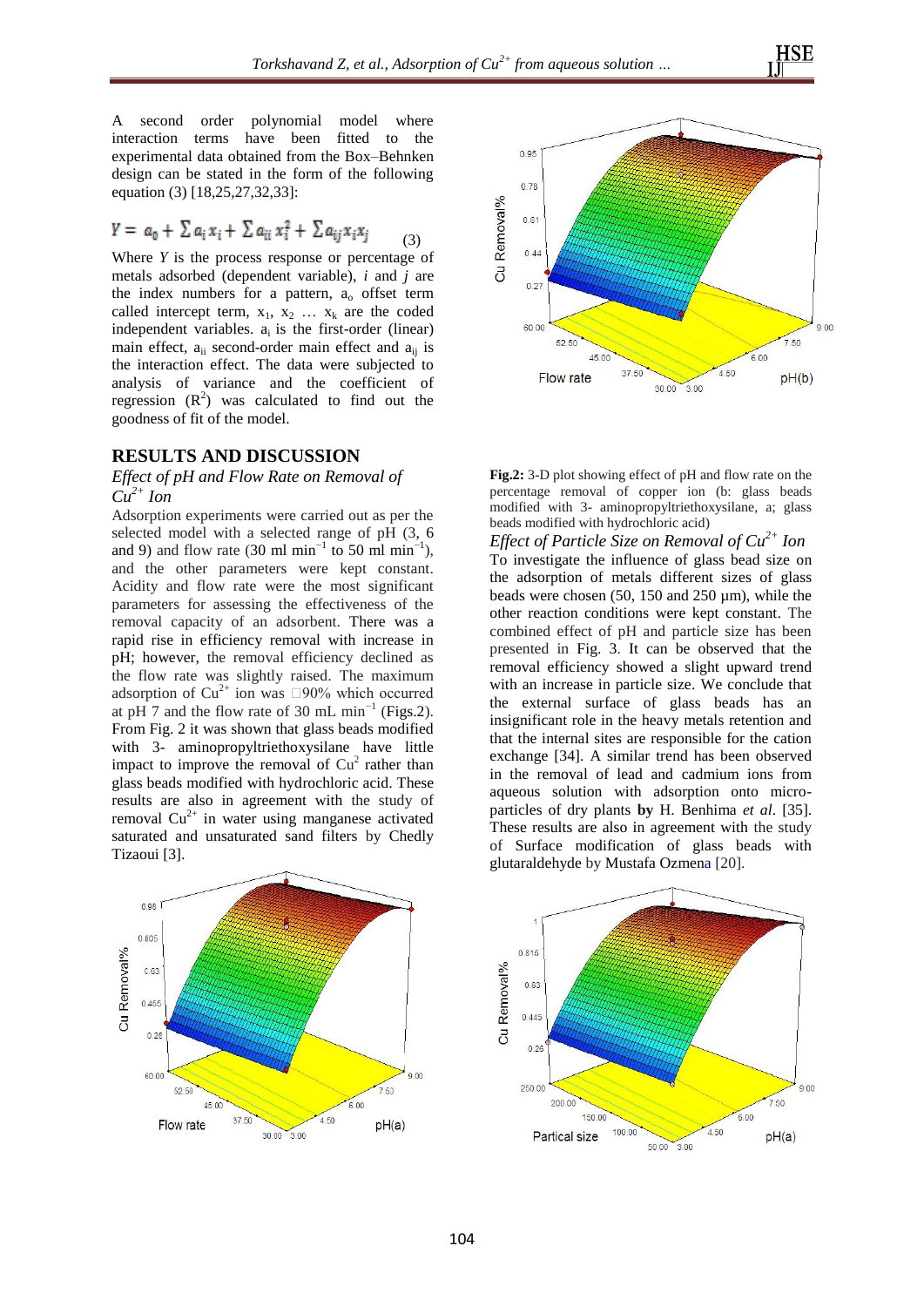A second order polynomial model where interaction terms have been fitted to the experimental data obtained from the Box–Behnken design can be stated in the form of the following equation (3) [18,25,27,32,33]:

$$Y = a_0 + \sum a_i x_i + \sum a_{ii} x_i^2 + \sum a_{ij} x_i x_j \quad (3)$$

Where $Y$ is the process response or percentage of metals adsorbed (dependent variable), $i$ and $j$ are the index numbers for a pattern, $a_o$ offset term called intercept term, $x_1$, $x_2$ … $x_k$ are the coded independent variables. $a_i$ is the first-order (linear) main effect, $a_{ii}$ second-order main effect and $a_{ij}$ is the interaction effect. The data were subjected to analysis of variance and the coefficient of regression ($R^2$) was calculated to find out the goodness of fit of the model.

## RESULTS AND DISCUSSION

### *Effect of pH and Flow Rate on Removal of $Cu^{2+}$ Ion*

Adsorption experiments were carried out as per the selected model with a selected range of pH (3, 6 and 9) and flow rate (30 ml $min^{-1}$ to 50 ml $min^{-1}$), and the other parameters were kept constant. Acidity and flow rate were the most significant parameters for assessing the effectiveness of the removal capacity of an adsorbent. There was a rapid rise in efficiency removal with increase in pH; however, the removal efficiency declined as the flow rate was slightly raised. The maximum adsorption of $Cu^{2+}$ ion was □90% which occurred at pH 7 and the flow rate of 30 mL $min^{-1}$ (Figs.2). From Fig. 2 it was shown that glass beads modified with 3- aminopropyltriethoxysilane have little impact to improve the removal of $Cu^2$ rather than glass beads modified with hydrochloric acid. These results are also in agreement with the study of removal $Cu^{2+}$ in water using manganese activated saturated and unsaturated sand filters by Chedly Tizaoui [3].

**Fig.2:** 3-D plot showing effect of pH and flow rate on the percentage removal of copper ion (b: glass beads modified with 3- aminopropyltriethoxysilane, a; glass beads modified with hydrochloric acid)

### *Effect of Particle Size on Removal of $Cu^{2+}$ Ion*

To investigate the influence of glass bead size on the adsorption of metals different sizes of glass beads were chosen (50, 150 and 250 µm), while the other reaction conditions were kept constant. The combined effect of pH and particle size has been presented in Fig. 3. It can be observed that the removal efficiency showed a slight upward trend with an increase in particle size. We conclude that the external surface of glass beads has an insignificant role in the heavy metals retention and that the internal sites are responsible for the cation exchange [34]. A similar trend has been observed in the removal of lead and cadmium ions from aqueous solution with adsorption onto micro-particles of dry plants **by** H. Benhima *et al*. [35]. These results are also in agreement with the study of Surface modification of glass beads with glutaraldehyde by Mustafa Ozmena [20].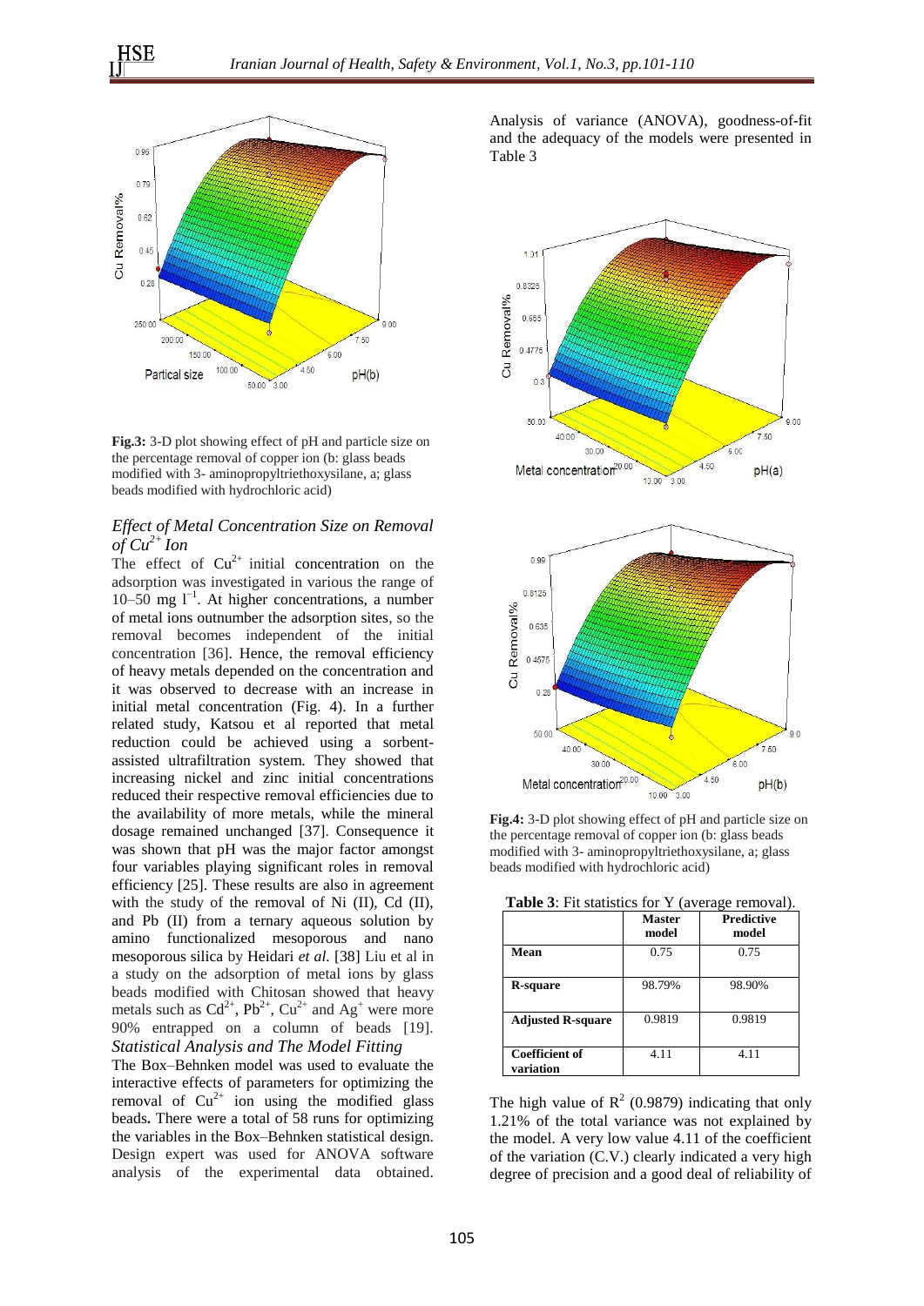**Fig.3:** 3-D plot showing effect of pH and particle size on the percentage removal of copper ion (b: glass beads modified with 3- aminopropyltriethoxysilane, a; glass beads modified with hydrochloric acid)

### *Effect of Metal Concentration Size on Removal of $Cu^{2+}$ Ion*

The effect of $Cu^{2+}$ initial concentration on the adsorption was investigated in various the range of 10–50 mg $l^{-1}$. At higher concentrations, a number of metal ions outnumber the adsorption sites, so the removal becomes independent of the initial concentration [36]. Hence, the removal efficiency of heavy metals depended on the concentration and it was observed to decrease with an increase in initial metal concentration (Fig. 4). In a further related study, Katsou et al reported that metal reduction could be achieved using a sorbent-assisted ultrafiltration system. They showed that increasing nickel and zinc initial concentrations reduced their respective removal efficiencies due to the availability of more metals, while the mineral dosage remained unchanged [37]. Consequence it was shown that pH was the major factor amongst four variables playing significant roles in removal efficiency [25]. These results are also in agreement with the study of the removal of Ni (II), Cd (II), and Pb (II) from a ternary aqueous solution by amino functionalized mesoporous and nano mesoporous silica by Heidari *et al.* [38] Liu et al in a study on the adsorption of metal ions by glass beads modified with Chitosan showed that heavy metals such as $Cd^{2+}$, $Pb^{2+}$, $Cu^{2+}$ and $Ag^{+}$ were more 90% entrapped on a column of beads [19].

### *Statistical Analysis and The Model Fitting*

The Box–Behnken model was used to evaluate the interactive effects of parameters for optimizing the removal of $Cu^{2+}$ ion using the modified glass beads**.** There were a total of 58 runs for optimizing the variables in the Box–Behnken statistical design. Design expert was used for ANOVA software analysis of the experimental data obtained. Analysis of variance (ANOVA), goodness-of-fit and the adequacy of the models were presented in Table 3

**Fig.4:** 3-D plot showing effect of pH and particle size on the percentage removal of copper ion (b: glass beads modified with 3- aminopropyltriethoxysilane, a; glass beads modified with hydrochloric acid)

**Table 3**: Fit statistics for Y (average removal).

| | **Master model** | **Predictive model** |
|---|---|---|
| **Mean** | 0.75 | 0.75 |
| **R-square** | 98.79% | 98.90% |
| **Adjusted R-square** | 0.9819 | 0.9819 |
| **Coefficient of variation** | 4.11 | 4.11 |

The high value of $R^2$ (0.9879) indicating that only 1.21% of the total variance was not explained by the model. A very low value 4.11 of the coefficient of the variation (C.V.) clearly indicated a very high degree of precision and a good deal of reliability of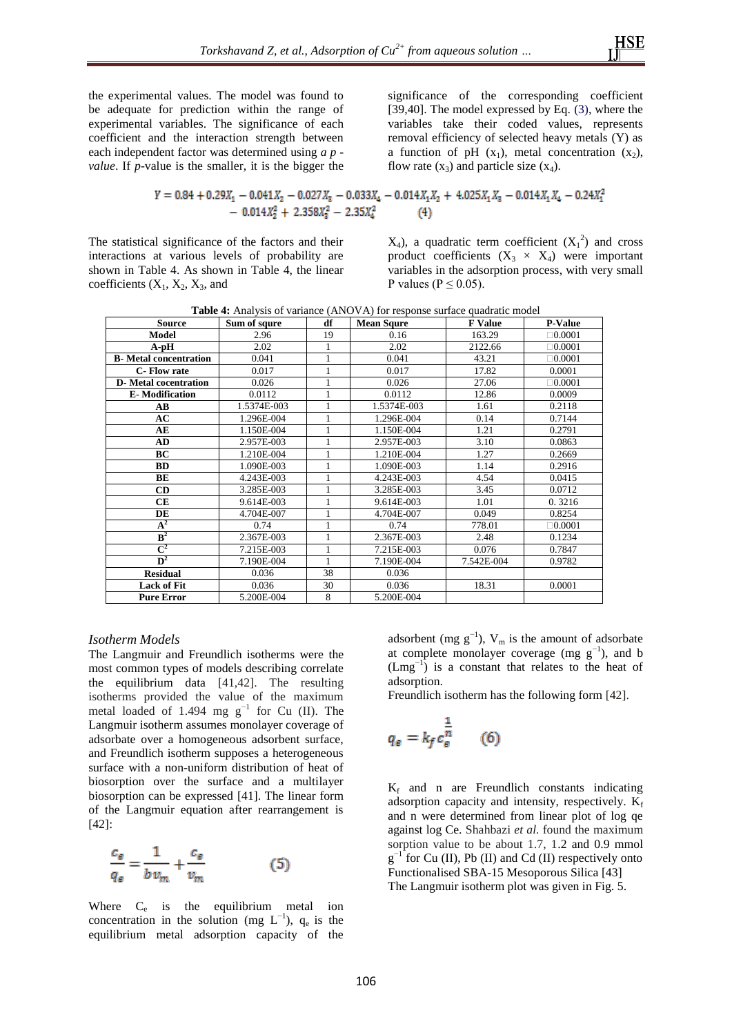the experimental values. The model was found to be adequate for prediction within the range of experimental variables. The significance of each coefficient and the interaction strength between each independent factor was determined using *a p -value*. If *p*-value is the smaller, it is the bigger the significance of the corresponding coefficient [39,40]. The model expressed by Eq. (3), where the variables take their coded values, represents removal efficiency of selected heavy metals (Y) as a function of pH ($x_1$), metal concentration ($x_2$), flow rate ($x_3$) and particle size ($x_4$).

$$Y = 0.84 + 0.29X_1 - 0.041X_2 - 0.027X_3 - 0.033X_4 - 0.014X_1X_2 + 4.025X_1X_3 - 0.014X_1X_4 - 0.24X_1^2 - 0.014X_2^2 + 2.358X_3^2 - 2.35X_4^2 \qquad (4)$$

The statistical significance of the factors and their interactions at various levels of probability are shown in Table 4. As shown in Table 4, the linear coefficients ($X_1$, $X_2$, $X_3$, and $X_4$), a quadratic term coefficient ($X_1^2$) and cross product coefficients ($X_3 \times X_4$) were important variables in the adsorption process, with very small P values ($P \leq 0.05$).

**Table 4:** Analysis of variance (ANOVA) for response surface quadratic model

| Source | Sum of squre | df | Mean Squre | F Value | P-Value |
|---|---|---|---|---|---|
| **Model** | 2.96 | 19 | 0.16 | 163.29 | □0.0001 |
| **A-pH** | 2.02 | 1 | 2.02 | 2122.66 | □0.0001 |
| **B- Metal concentration** | 0.041 | 1 | 0.041 | 43.21 | □0.0001 |
| **C- Flow rate** | 0.017 | 1 | 0.017 | 17.82 | 0.0001 |
| **D- Metal cocentration** | 0.026 | 1 | 0.026 | 27.06 | □0.0001 |
| **E- Modification** | 0.0112 | 1 | 0.0112 | 12.86 | 0.0009 |
| **AB** | 1.5374E-003 | 1 | 1.5374E-003 | 1.61 | 0.2118 |
| **AC** | 1.296E-004 | 1 | 1.296E-004 | 0.14 | 0.7144 |
| **AE** | 1.150E-004 | 1 | 1.150E-004 | 1.21 | 0.2791 |
| **AD** | 2.957E-003 | 1 | 2.957E-003 | 3.10 | 0.0863 |
| **BC** | 1.210E-004 | 1 | 1.210E-004 | 1.27 | 0.2669 |
| **BD** | 1.090E-003 | 1 | 1.090E-003 | 1.14 | 0.2916 |
| **BE** | 4.243E-003 | 1 | 4.243E-003 | 4.54 | 0.0415 |
| **CD** | 3.285E-003 | 1 | 3.285E-003 | 3.45 | 0.0712 |
| **CE** | 9.614E-003 | 1 | 9.614E-003 | 1.01 | 0. 3216 |
| **DE** | 4.704E-007 | 1 | 4.704E-007 | 0.049 | 0.8254 |
| **$A^2$** | 0.74 | 1 | 0.74 | 778.01 | □0.0001 |
| **$B^2$** | 2.367E-003 | 1 | 2.367E-003 | 2.48 | 0.1234 |
| **$C^2$** | 7.215E-003 | 1 | 7.215E-003 | 0.076 | 0.7847 |
| **$D^2$** | 7.190E-004 | 1 | 7.190E-004 | 7.542E-004 | 0.9782 |
| **Residual** | 0.036 | 38 | 0.036 | | |
| **Lack of Fit** | 0.036 | 30 | 0.036 | 18.31 | 0.0001 |
| **Pure Error** | 5.200E-004 | 8 | 5.200E-004 | | |

### *Isotherm Models*

The Langmuir and Freundlich isotherms were the most common types of models describing correlate the equilibrium data [41,42]. The resulting isotherms provided the value of the maximum metal loaded of 1.494 mg $g^{-1}$ for Cu (II). The Langmuir isotherm assumes monolayer coverage of adsorbate over a homogeneous adsorbent surface, and Freundlich isotherm supposes a heterogeneous surface with a non-uniform distribution of heat of biosorption over the surface and a multilayer biosorption can be expressed [41]. The linear form of the Langmuir equation after rearrangement is [42]:

$$\frac{c_e}{q_e} = \frac{1}{b v_m} + \frac{c_e}{v_m} \qquad (5)$$

Where $C_e$ is the equilibrium metal ion concentration in the solution (mg $L^{-1}$), $q_e$ is the equilibrium metal adsorption capacity of the adsorbent (mg $g^{-1}$), $V_m$ is the amount of adsorbate at complete monolayer coverage (mg $g^{-1}$), and b ($Lmg^{-1}$) is a constant that relates to the heat of adsorption.

Freundlich isotherm has the following form [42].

$$q_e = k_f c_e^{\frac{1}{n}} \qquad (6)$$

$K_f$ and n are Freundlich constants indicating adsorption capacity and intensity, respectively. $K_f$ and n were determined from linear plot of log qe against log Ce. Shahbazi *et al.* found the maximum sorption value to be about 1.7, 1.2 and 0.9 mmol $g^{-1}$ for Cu (II), Pb (II) and Cd (II) respectively onto Functionalised SBA-15 Mesoporous Silica [43]

The Langmuir isotherm plot was given in Fig. 5.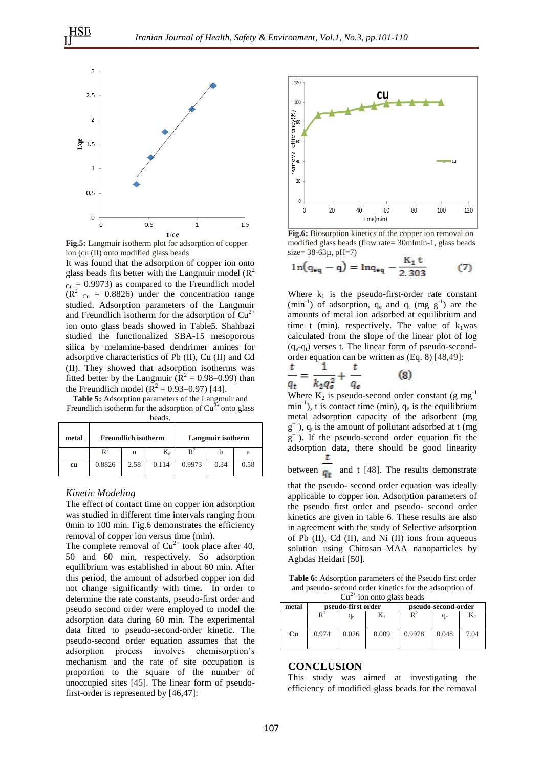**Fig.5:** Langmuir isotherm plot for adsorption of copper ion (cu (II) onto modified glass beads

It was found that the adsorption of copper ion onto glass beads fits better with the Langmuir model ($R^2_{Cu}$ = 0.9973) as compared to the Freundlich model ($R^2_{Cu}$ = 0.8826) under the concentration range studied. Adsorption parameters of the Langmuir and Freundlich isotherm for the adsorption of $Cu^{2+}$ ion onto glass beads showed in Table5. Shahbazi studied the functionalized SBA-15 mesoporous silica by melamine-based dendrimer amines for adsorptive characteristics of Pb (II), Cu (II) and Cd (II). They showed that adsorption isotherms was fitted better by the Langmuir ($R^2$ = 0.98–0.99) than the Freundlich model ($R^2$ = 0.93–0.97) [44].

**Table 5:** Adsorption parameters of the Langmuir and Freundlich isotherm for the adsorption of $Cu^{2+}$ onto glass beads.

| metal | Freundlich isotherm | | | Langmuir isotherm | | |
|---|---|---|---|---|---|---|
| | $R^2$ | n | $K_n$ | $R^2$ | b | a |
| cu | 0.8826 | 2.58 | 0.114 | 0.9973 | 0.34 | 0.58 |

### *Kinetic Modeling*

The effect of contact time on copper ion adsorption was studied in different time intervals ranging from 0min to 100 min. Fig.6 demonstrates the efficiency removal of copper ion versus time (min).

The complete removal of $Cu^{2+}$ took place after 40, 50 and 60 min, respectively. So adsorption equilibrium was established in about 60 min. After this period, the amount of adsorbed copper ion did not change significantly with time**.** In order to determine the rate constants, pseudo-first order and pseudo second order were employed to model the adsorption data during 60 min. The experimental data fitted to pseudo-second-order kinetic. The pseudo-second order equation assumes that the adsorption process involves chemisorption's mechanism and the rate of site occupation is proportion to the square of the number of unoccupied sites [45]. The linear form of pseudo-first-order is represented by [46,47]:

**Fig.6:** Biosorption kinetics of the copper ion removal on modified glass beads (flow rate= 30mlmin-1, glass beads size= 38-63μ, pH=7)

$$\ln(q_{eq} - q) = \ln q_{eq} - \frac{K_1 t}{2.303} \qquad (7)$$

Where $k_1$ is the pseudo-first-order rate constant ($min^{-1}$) of adsorption, $q_e$ and $q_t$ (mg $g^{-1}$) are the amounts of metal ion adsorbed at equilibrium and time t (min), respectively. The value of $k_1$was calculated from the slope of the linear plot of log ($q_e$-$q_t$) verses t. The linear form of pseudo-second-order equation can be written as (Eq. 8) [48,49]:

$$\frac{t}{q_t} = \frac{1}{k_2 q_e^2} + \frac{t}{q_e} \qquad (8)$$

Where $K_2$ is pseudo-second order constant (g $mg^{-1}$ $min^{-1}$), t is contact time (min), $q_e$ is the equilibrium metal adsorption capacity of the adsorbent (mg $g^{-1}$), $q_t$ is the amount of pollutant adsorbed at t (mg $g^{-1}$). If the pseudo-second order equation fit the adsorption data, there should be good linearity between $\frac{t}{q_t}$ and t [48]. The results demonstrate that the pseudo- second order equation was ideally applicable to copper ion. Adsorption parameters of the pseudo first order and pseudo- second order kinetics are given in table 6. These results are also in agreement with the study of Selective adsorption of Pb (II), Cd (II), and Ni (II) ions from aqueous solution using Chitosan–MAA nanoparticles by Aghdas Heidari [50].

**Table 6:** Adsorption parameters of the Pseudo first order and pseudo- second order kinetics for the adsorption of $Cu^{2+}$ ion onto glass beads

| metal | pseudo-first order | | | pseudo-second-order | | |
|---|---|---|---|---|---|---|
| | $R^2$ | $q_e$ | $K_1$ | $R^2$ | $q_e$ | $K_2$ |
| Cu | 0.974 | 0.026 | 0.009 | 0.9978 | 0.048 | 7.04 |

## CONCLUSION

This study was aimed at investigating the efficiency of modified glass beads for the removal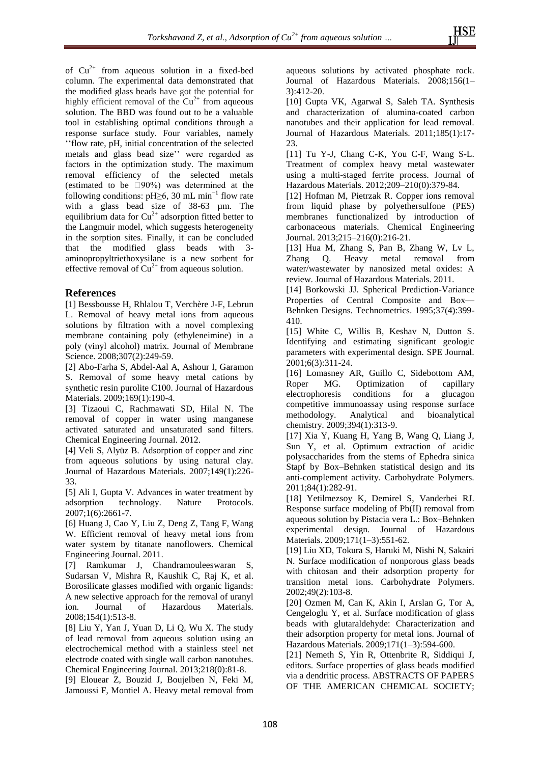of $Cu^{2+}$ from aqueous solution in a fixed-bed column. The experimental data demonstrated that the modified glass beads have got the potential for highly efficient removal of the $Cu^{2+}$ from aqueous solution. The BBD was found out to be a valuable tool in establishing optimal conditions through a response surface study. Four variables, namely ''flow rate, pH, initial concentration of the selected metals and glass bead size'' were regarded as factors in the optimization study. The maximum removal efficiency of the selected metals (estimated to be □90%) was determined at the following conditions: pH≥6, 30 mL min$^{-1}$ flow rate with a glass bead size of 38-63 µm. The equilibrium data for $Cu^{2+}$ adsorption fitted better to the Langmuir model, which suggests heterogeneity in the sorption sites. Finally, it can be concluded that the modified glass beads with 3-aminopropyltriethoxysilane is a new sorbent for effective removal of $Cu^{2+}$ from aqueous solution.

## References

[1] Bessbousse H, Rhlalou T, Verchère J-F, Lebrun L. Removal of heavy metal ions from aqueous solutions by filtration with a novel complexing membrane containing poly (ethyleneimine) in a poly (vinyl alcohol) matrix. Journal of Membrane Science. 2008;307(2):249-59.

[2] Abo-Farha S, Abdel-Aal A, Ashour I, Garamon S. Removal of some heavy metal cations by synthetic resin purolite C100. Journal of Hazardous Materials. 2009;169(1):190-4.

[3] Tizaoui C, Rachmawati SD, Hilal N. The removal of copper in water using manganese activated saturated and unsaturated sand filters. Chemical Engineering Journal. 2012.

[4] Veli S, Alyüz B. Adsorption of copper and zinc from aqueous solutions by using natural clay. Journal of Hazardous Materials. 2007;149(1):226-33.

[5] Ali I, Gupta V. Advances in water treatment by adsorption technology. Nature Protocols. 2007;1(6):2661-7.

[6] Huang J, Cao Y, Liu Z, Deng Z, Tang F, Wang W. Efficient removal of heavy metal ions from water system by titanate nanoflowers. Chemical Engineering Journal. 2011.

[7] Ramkumar J, Chandramouleeswaran S, Sudarsan V, Mishra R, Kaushik C, Raj K, et al. Borosilicate glasses modified with organic ligands: A new selective approach for the removal of uranyl ion. Journal of Hazardous Materials. 2008;154(1):513-8.

[8] Liu Y, Yan J, Yuan D, Li Q, Wu X. The study of lead removal from aqueous solution using an electrochemical method with a stainless steel net electrode coated with single wall carbon nanotubes. Chemical Engineering Journal. 2013;218(0):81-8.

[9] Elouear Z, Bouzid J, Boujelben N, Feki M, Jamoussi F, Montiel A. Heavy metal removal from aqueous solutions by activated phosphate rock. Journal of Hazardous Materials. 2008;156(1–3):412-20.

[10] Gupta VK, Agarwal S, Saleh TA. Synthesis and characterization of alumina-coated carbon nanotubes and their application for lead removal. Journal of Hazardous Materials. 2011;185(1):17-23.

[11] Tu Y-J, Chang C-K, You C-F, Wang S-L. Treatment of complex heavy metal wastewater using a multi-staged ferrite process. Journal of Hazardous Materials. 2012;209–210(0):379-84.

[12] Hofman M, Pietrzak R. Copper ions removal from liquid phase by polyethersulfone (PES) membranes functionalized by introduction of carbonaceous materials. Chemical Engineering Journal. 2013;215–216(0):216-21.

[13] Hua M, Zhang S, Pan B, Zhang W, Lv L, Zhang Q. Heavy metal removal from water/wastewater by nanosized metal oxides: A review. Journal of Hazardous Materials. 2011.

[14] Borkowski JJ. Spherical Prediction-Variance Properties of Central Composite and Box—Behnken Designs. Technometrics. 1995;37(4):399-410.

[15] White C, Willis B, Keshav N, Dutton S. Identifying and estimating significant geologic parameters with experimental design. SPE Journal. 2001;6(3):311-24.

[16] Lomasney AR, Guillo C, Sidebottom AM, Roper MG. Optimization of capillary electrophoresis conditions for a glucagon competitive immunoassay using response surface methodology. Analytical and bioanalytical chemistry. 2009;394(1):313-9.

[17] Xia Y, Kuang H, Yang B, Wang Q, Liang J, Sun Y, et al. Optimum extraction of acidic polysaccharides from the stems of Ephedra sinica Stapf by Box–Behnken statistical design and its anti-complement activity. Carbohydrate Polymers. 2011;84(1):282-91.

[18] Yetilmezsoy K, Demirel S, Vanderbei RJ. Response surface modeling of Pb(II) removal from aqueous solution by Pistacia vera L.: Box–Behnken experimental design. Journal of Hazardous Materials. 2009;171(1–3):551-62.

[19] Liu XD, Tokura S, Haruki M, Nishi N, Sakairi N. Surface modification of nonporous glass beads with chitosan and their adsorption property for transition metal ions. Carbohydrate Polymers. 2002;49(2):103-8.

[20] Ozmen M, Can K, Akin I, Arslan G, Tor A, Cengeloglu Y, et al. Surface modification of glass beads with glutaraldehyde: Characterization and their adsorption property for metal ions. Journal of Hazardous Materials. 2009;171(1–3):594-600.

[21] Nemeth S, Yin R, Ottenbrite R, Siddiqui J, editors. Surface properties of glass beads modified via a dendritic process. ABSTRACTS OF PAPERS OF THE AMERICAN CHEMICAL SOCIETY;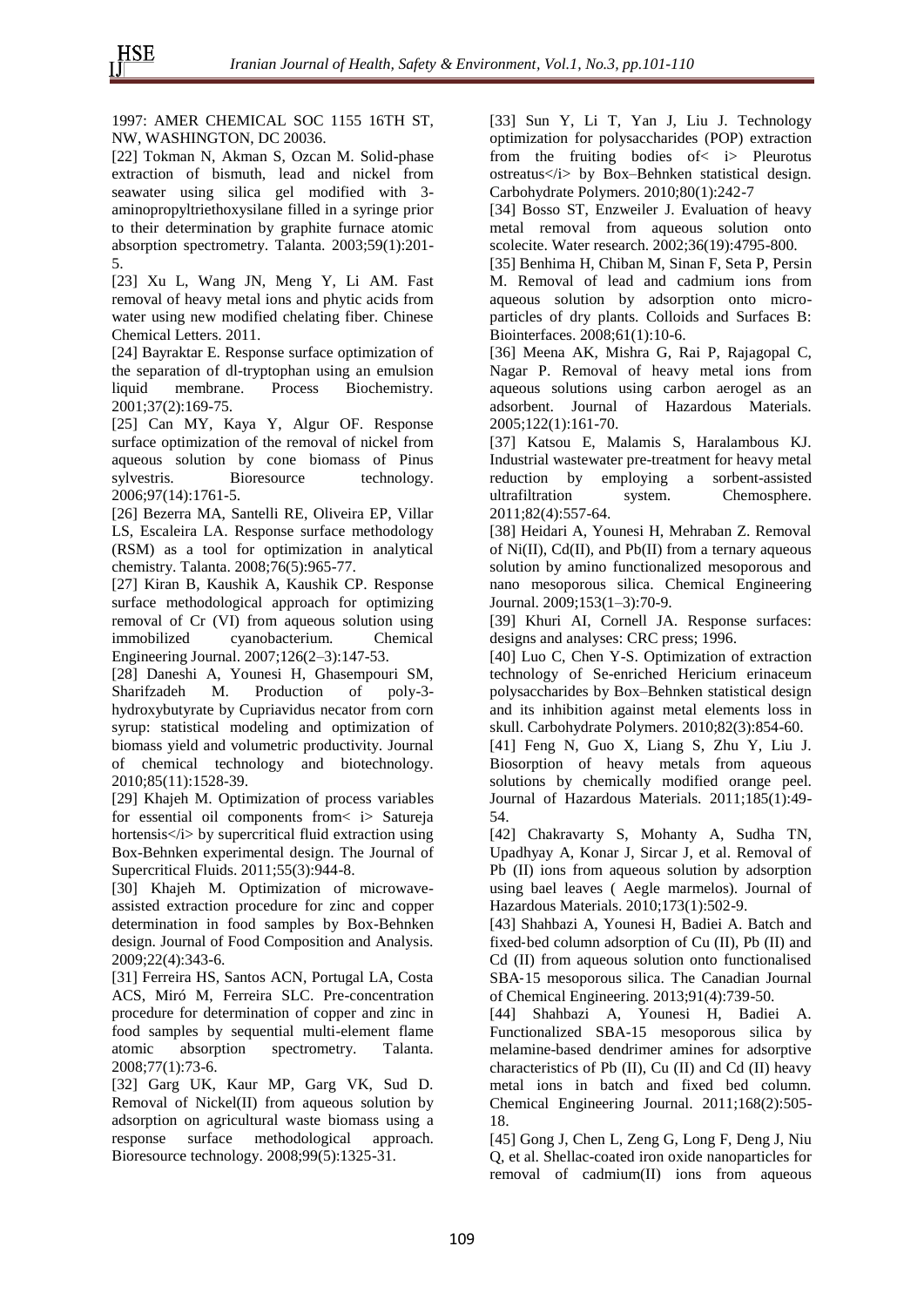1997: AMER CHEMICAL SOC 1155 16TH ST, NW, WASHINGTON, DC 20036.

[22] Tokman N, Akman S, Ozcan M. Solid-phase extraction of bismuth, lead and nickel from seawater using silica gel modified with 3-aminopropyltriethoxysilane filled in a syringe prior to their determination by graphite furnace atomic absorption spectrometry. Talanta. 2003;59(1):201-5.

[23] Xu L, Wang JN, Meng Y, Li AM. Fast removal of heavy metal ions and phytic acids from water using new modified chelating fiber. Chinese Chemical Letters. 2011.

[24] Bayraktar E. Response surface optimization of the separation of dl-tryptophan using an emulsion liquid membrane. Process Biochemistry. 2001;37(2):169-75.

[25] Can MY, Kaya Y, Algur OF. Response surface optimization of the removal of nickel from aqueous solution by cone biomass of Pinus sylvestris. Bioresource technology. 2006;97(14):1761-5.

[26] Bezerra MA, Santelli RE, Oliveira EP, Villar LS, Escaleira LA. Response surface methodology (RSM) as a tool for optimization in analytical chemistry. Talanta. 2008;76(5):965-77.

[27] Kiran B, Kaushik A, Kaushik CP. Response surface methodological approach for optimizing removal of Cr (VI) from aqueous solution using immobilized cyanobacterium. Chemical Engineering Journal. 2007;126(2–3):147-53.

[28] Daneshi A, Younesi H, Ghasempouri SM, Sharifzadeh M. Production of poly-3-hydroxybutyrate by Cupriavidus necator from corn syrup: statistical modeling and optimization of biomass yield and volumetric productivity. Journal of chemical technology and biotechnology. 2010;85(11):1528-39.

[29] Khajeh M. Optimization of process variables for essential oil components from< i> Satureja hortensis</i> by supercritical fluid extraction using Box-Behnken experimental design. The Journal of Supercritical Fluids. 2011;55(3):944-8.

[30] Khajeh M. Optimization of microwave-assisted extraction procedure for zinc and copper determination in food samples by Box-Behnken design. Journal of Food Composition and Analysis. 2009;22(4):343-6.

[31] Ferreira HS, Santos ACN, Portugal LA, Costa ACS, Miró M, Ferreira SLC. Pre-concentration procedure for determination of copper and zinc in food samples by sequential multi-element flame atomic absorption spectrometry. Talanta. 2008;77(1):73-6.

[32] Garg UK, Kaur MP, Garg VK, Sud D. Removal of Nickel(II) from aqueous solution by adsorption on agricultural waste biomass using a response surface methodological approach. Bioresource technology. 2008;99(5):1325-31.

[33] Sun Y, Li T, Yan J, Liu J. Technology optimization for polysaccharides (POP) extraction from the fruiting bodies of< i> Pleurotus ostreatus</i> by Box–Behnken statistical design. Carbohydrate Polymers. 2010;80(1):242-7

[34] Bosso ST, Enzweiler J. Evaluation of heavy metal removal from aqueous solution onto scolecite. Water research. 2002;36(19):4795-800.

[35] Benhima H, Chiban M, Sinan F, Seta P, Persin M. Removal of lead and cadmium ions from aqueous solution by adsorption onto micro-particles of dry plants. Colloids and Surfaces B: Biointerfaces. 2008;61(1):10-6.

[36] Meena AK, Mishra G, Rai P, Rajagopal C, Nagar P. Removal of heavy metal ions from aqueous solutions using carbon aerogel as an adsorbent. Journal of Hazardous Materials. 2005;122(1):161-70.

[37] Katsou E, Malamis S, Haralambous KJ. Industrial wastewater pre-treatment for heavy metal reduction by employing a sorbent-assisted ultrafiltration system. Chemosphere. 2011;82(4):557-64.

[38] Heidari A, Younesi H, Mehraban Z. Removal of Ni(II), Cd(II), and Pb(II) from a ternary aqueous solution by amino functionalized mesoporous and nano mesoporous silica. Chemical Engineering Journal. 2009;153(1–3):70-9.

[39] Khuri AI, Cornell JA. Response surfaces: designs and analyses: CRC press; 1996.

[40] Luo C, Chen Y-S. Optimization of extraction technology of Se-enriched Hericium erinaceum polysaccharides by Box–Behnken statistical design and its inhibition against metal elements loss in skull. Carbohydrate Polymers. 2010;82(3):854-60.

[41] Feng N, Guo X, Liang S, Zhu Y, Liu J. Biosorption of heavy metals from aqueous solutions by chemically modified orange peel. Journal of Hazardous Materials. 2011;185(1):49-54.

[42] Chakravarty S, Mohanty A, Sudha TN, Upadhyay A, Konar J, Sircar J, et al. Removal of Pb (II) ions from aqueous solution by adsorption using bael leaves ( Aegle marmelos). Journal of Hazardous Materials. 2010;173(1):502-9.

[43] Shahbazi A, Younesi H, Badiei A. Batch and fixed-bed column adsorption of Cu (II), Pb (II) and Cd (II) from aqueous solution onto functionalised SBA-15 mesoporous silica. The Canadian Journal of Chemical Engineering. 2013;91(4):739-50.

[44] Shahbazi A, Younesi H, Badiei A. Functionalized SBA-15 mesoporous silica by melamine-based dendrimer amines for adsorptive characteristics of Pb (II), Cu (II) and Cd (II) heavy metal ions in batch and fixed bed column. Chemical Engineering Journal. 2011;168(2):505-18.

[45] Gong J, Chen L, Zeng G, Long F, Deng J, Niu Q, et al. Shellac-coated iron oxide nanoparticles for removal of cadmium(II) ions from aqueous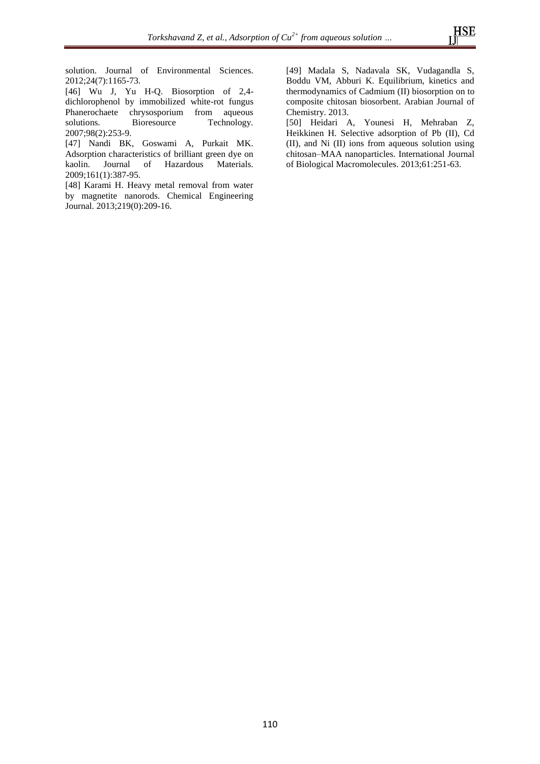solution. Journal of Environmental Sciences. 2012;24(7):1165-73.

[46] Wu J, Yu H-Q. Biosorption of 2,4-dichlorophenol by immobilized white-rot fungus Phanerochaete chrysosporium from aqueous solutions. Bioresource Technology. 2007;98(2):253-9.

[47] Nandi BK, Goswami A, Purkait MK. Adsorption characteristics of brilliant green dye on kaolin. Journal of Hazardous Materials. 2009;161(1):387-95.

[48] Karami H. Heavy metal removal from water by magnetite nanorods. Chemical Engineering Journal. 2013;219(0):209-16.

[49] Madala S, Nadavala SK, Vudagandla S, Boddu VM, Abburi K. Equilibrium, kinetics and thermodynamics of Cadmium (II) biosorption on to composite chitosan biosorbent. Arabian Journal of Chemistry. 2013.

[50] Heidari A, Younesi H, Mehraban Z, Heikkinen H. Selective adsorption of Pb (II), Cd (II), and Ni (II) ions from aqueous solution using chitosan–MAA nanoparticles. International Journal of Biological Macromolecules. 2013;61:251-63.